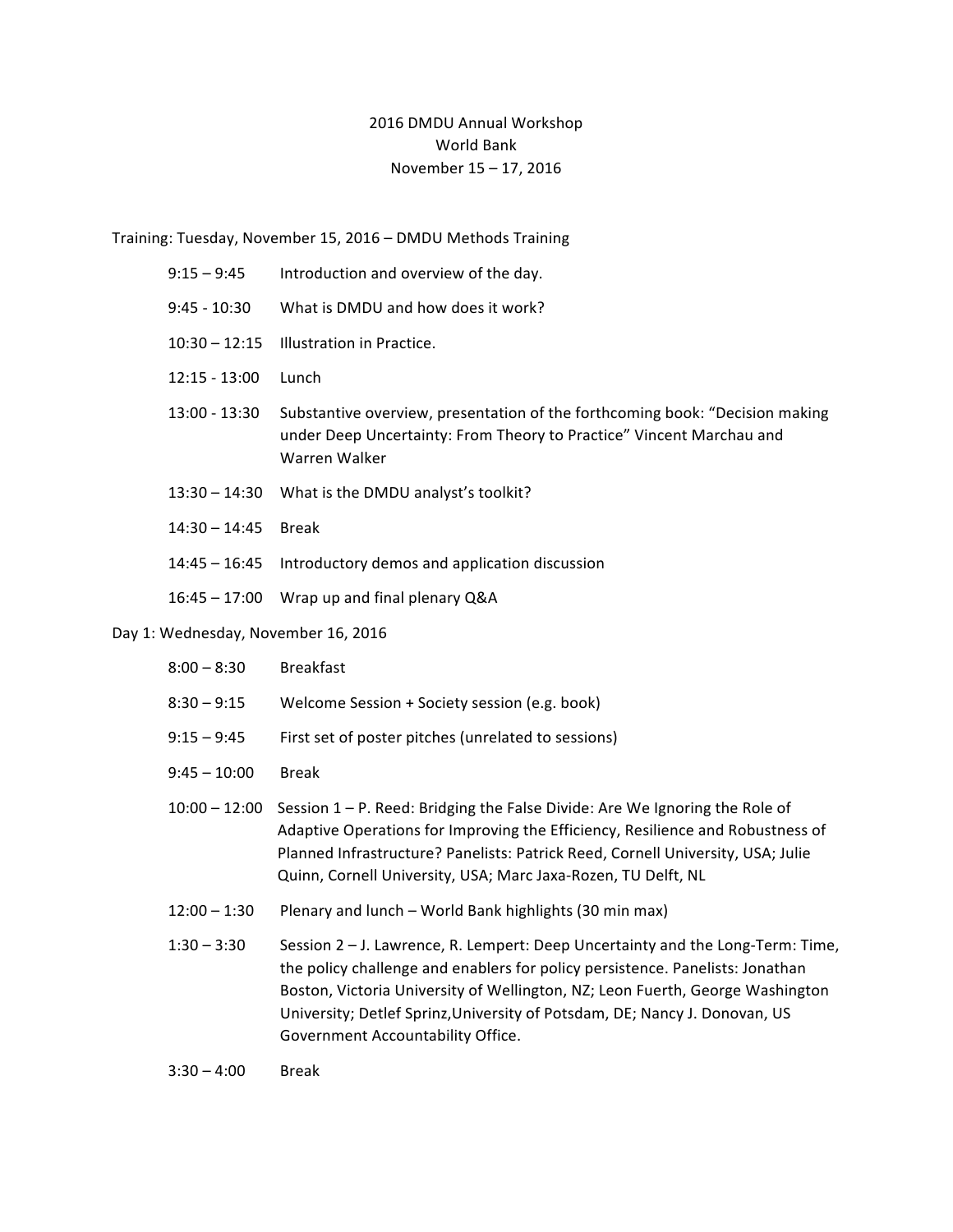# 2016 DMDU Annual Workshop

## World Bank

## November 15 – 17, 2016

Training: Tuesday, November 15, 2016 – DMDU Methods Training

| | |
|---|---|
| 9:15 – 9:45 | Introduction and overview of the day. |
| 9:45 - 10:30 | What is DMDU and how does it work? |
| 10:30 – 12:15 | Illustration in Practice. |
| 12:15 - 13:00 | Lunch |
| 13:00 - 13:30 | Substantive overview, presentation of the forthcoming book: "Decision making under Deep Uncertainty: From Theory to Practice" Vincent Marchau and Warren Walker |
| 13:30 – 14:30 | What is the DMDU analyst's toolkit? |
| 14:30 – 14:45 | Break |
| 14:45 – 16:45 | Introductory demos and application discussion |
| 16:45 – 17:00 | Wrap up and final plenary Q&A |

Day 1: Wednesday, November 16, 2016

| | |
|---|---|
| 8:00 – 8:30 | Breakfast |
| 8:30 – 9:15 | Welcome Session + Society session (e.g. book) |
| 9:15 – 9:45 | First set of poster pitches (unrelated to sessions) |
| 9:45 – 10:00 | Break |
| 10:00 – 12:00 | Session 1 – P. Reed: Bridging the False Divide: Are We Ignoring the Role of Adaptive Operations for Improving the Efficiency, Resilience and Robustness of Planned Infrastructure? Panelists: Patrick Reed, Cornell University, USA; Julie Quinn, Cornell University, USA; Marc Jaxa-Rozen, TU Delft, NL |
| 12:00 – 1:30 | Plenary and lunch – World Bank highlights (30 min max) |
| 1:30 – 3:30 | Session 2 – J. Lawrence, R. Lempert: Deep Uncertainty and the Long-Term: Time, the policy challenge and enablers for policy persistence. Panelists: Jonathan Boston, Victoria University of Wellington, NZ; Leon Fuerth, George Washington University; Detlef Sprinz,University of Potsdam, DE; Nancy J. Donovan, US Government Accountability Office. |
| 3:30 – 4:00 | Break |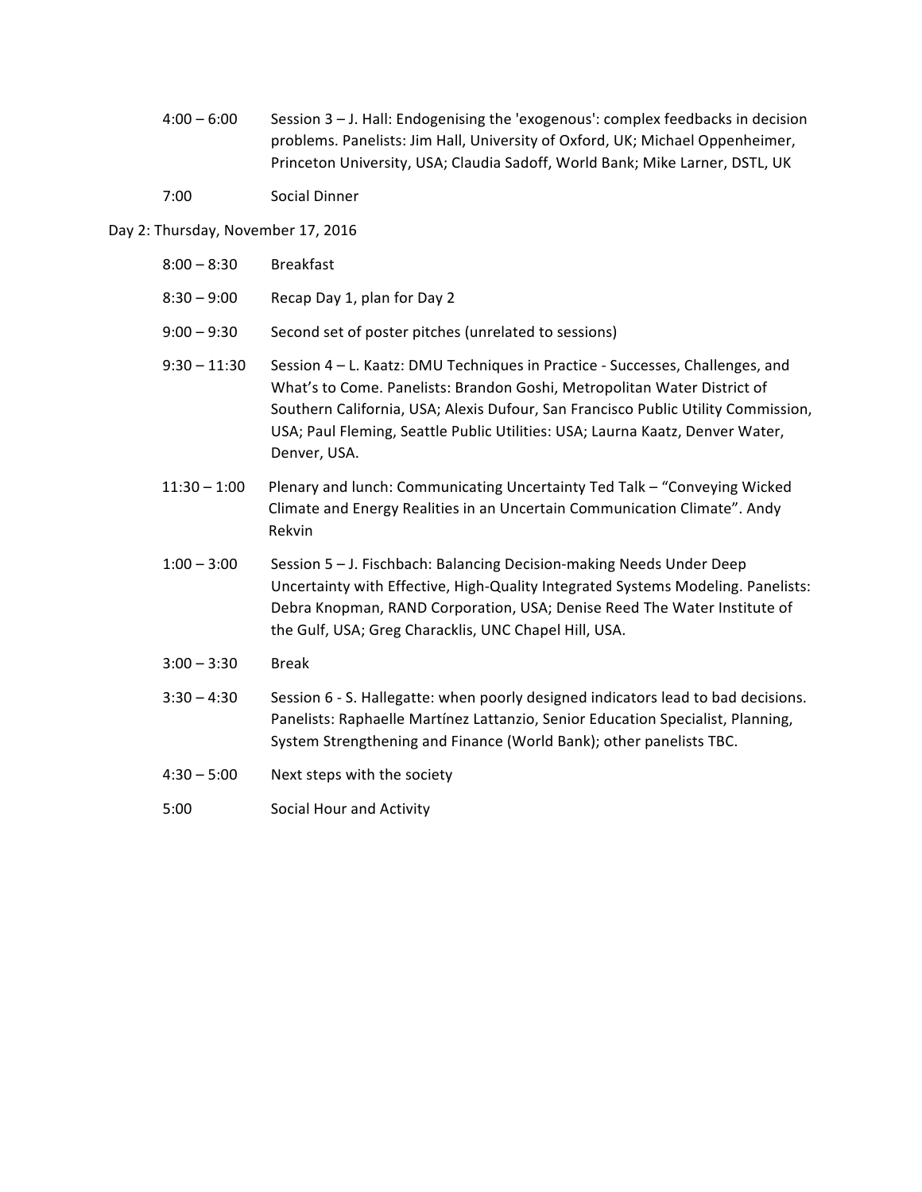4:00 – 6:00 Session 3 – J. Hall: Endogenising the 'exogenous': complex feedbacks in decision problems. Panelists: Jim Hall, University of Oxford, UK; Michael Oppenheimer, Princeton University, USA; Claudia Sadoff, World Bank; Mike Larner, DSTL, UK

7:00 Social Dinner

Day 2: Thursday, November 17, 2016

8:00 – 8:30 Breakfast

8:30 – 9:00 Recap Day 1, plan for Day 2

9:00 – 9:30 Second set of poster pitches (unrelated to sessions)

9:30 – 11:30 Session 4 – L. Kaatz: DMU Techniques in Practice - Successes, Challenges, and What's to Come. Panelists: Brandon Goshi, Metropolitan Water District of Southern California, USA; Alexis Dufour, San Francisco Public Utility Commission, USA; Paul Fleming, Seattle Public Utilities: USA; Laurna Kaatz, Denver Water, Denver, USA.

11:30 – 1:00 Plenary and lunch: Communicating Uncertainty Ted Talk – "Conveying Wicked Climate and Energy Realities in an Uncertain Communication Climate". Andy Rekvin

1:00 – 3:00 Session 5 – J. Fischbach: Balancing Decision-making Needs Under Deep Uncertainty with Effective, High-Quality Integrated Systems Modeling. Panelists: Debra Knopman, RAND Corporation, USA; Denise Reed The Water Institute of the Gulf, USA; Greg Characklis, UNC Chapel Hill, USA.

3:00 – 3:30 Break

3:30 – 4:30 Session 6 - S. Hallegatte: when poorly designed indicators lead to bad decisions. Panelists: Raphaelle Martínez Lattanzio, Senior Education Specialist, Planning, System Strengthening and Finance (World Bank); other panelists TBC.

4:30 – 5:00 Next steps with the society

5:00 Social Hour and Activity